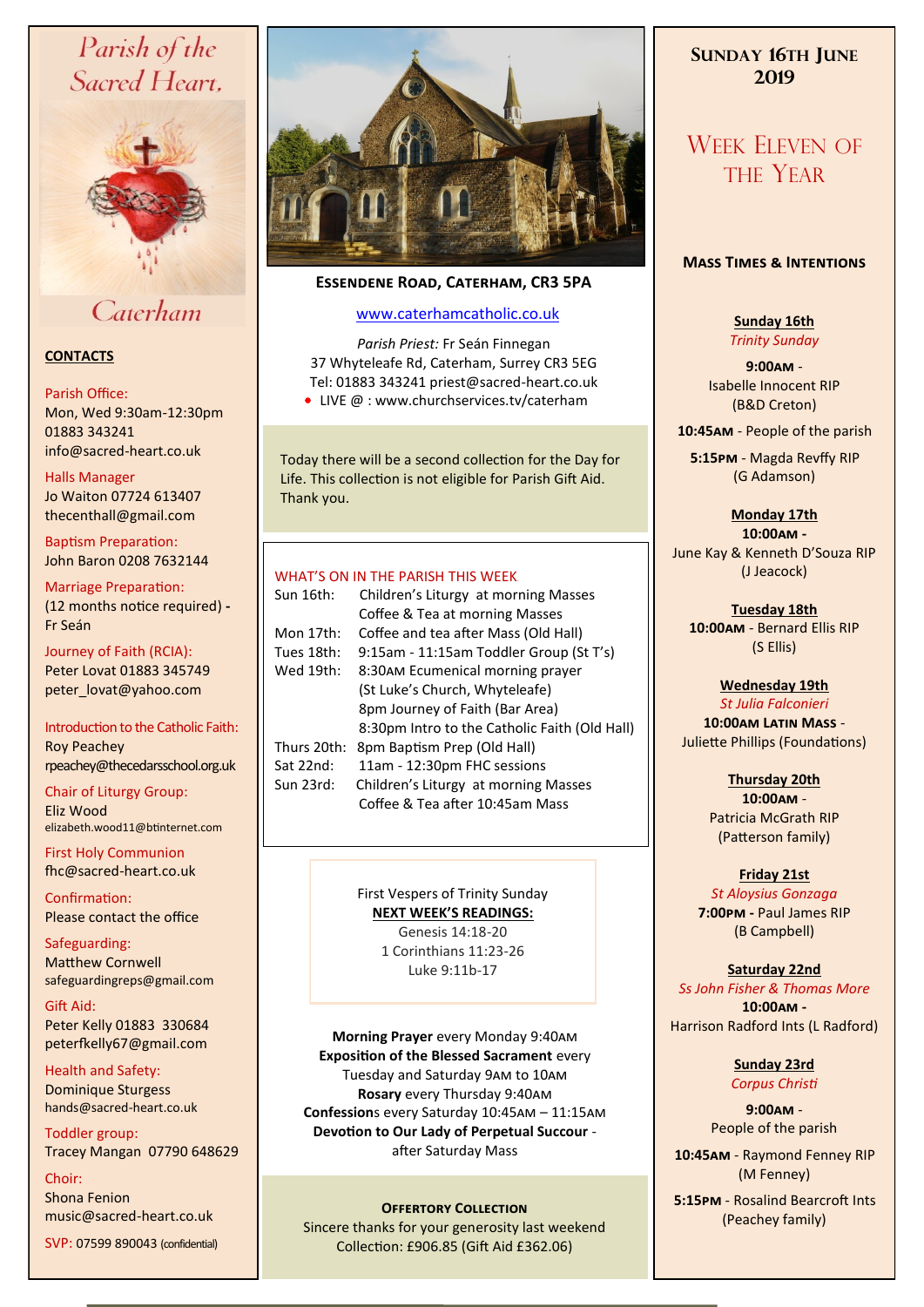# Parish of the Sacred Heart, Caterham

## CONTACTS

Parish Office:
Mon, Wed 9:30am-12:30pm
01883 343241
info@sacred-heart.co.uk

Halls Manager
Jo Waiton 07724 613407
thecenthall@gmail.com

Baptism Preparation:
John Baron 0208 7632144

Marriage Preparation:
(12 months notice required) - Fr Seán

Journey of Faith (RCIA):
Peter Lovat 01883 345749
peter_lovat@yahoo.com

Introduction to the Catholic Faith:
Roy Peachey
rpeachey@thecedarsschool.org.uk

Chair of Liturgy Group:
Eliz Wood
elizabeth.wood11@btinternet.com

First Holy Communion
fhc@sacred-heart.co.uk

Confirmation:
Please contact the office

Safeguarding:
Matthew Cornwell
safeguardingreps@gmail.com

Gift Aid:
Peter Kelly 01883 330684
peterfkelly67@gmail.com

Health and Safety:
Dominique Sturgess
hands@sacred-heart.co.uk

Toddler group:
Tracey Mangan 07790 648629

Choir:
Shona Fenion
music@sacred-heart.co.uk

SVP: 07599 890043 (confidential)

**ESSENDENE ROAD, CATERHAM, CR3 5PA**

www.caterhamcatholic.co.uk

*Parish Priest:* Fr Seán Finnegan
37 Whyteleafe Rd, Caterham, Surrey CR3 5EG
Tel: 01883 343241 priest@sacred-heart.co.uk
- LIVE @ : www.churchservices.tv/caterham

Today there will be a second collection for the Day for Life. This collection is not eligible for Parish Gift Aid. Thank you.

### WHAT'S ON IN THE PARISH THIS WEEK

| | |
|---|---|
| Sun 16th: | Children's Liturgy at morning Masses<br>Coffee & Tea at morning Masses |
| Mon 17th: | Coffee and tea after Mass (Old Hall) |
| Tues 18th: | 9:15am - 11:15am Toddler Group (St T's) |
| Wed 19th: | 8:30AM Ecumenical morning prayer (St Luke's Church, Whyteleafe)<br>8pm Journey of Faith (Bar Area)<br>8:30pm Intro to the Catholic Faith (Old Hall) |
| Thurs 20th: | 8pm Baptism Prep (Old Hall) |
| Sat 22nd: | 11am - 12:30pm FHC sessions |
| Sun 23rd: | Children's Liturgy at morning Masses<br>Coffee & Tea after 10:45am Mass |

First Vespers of Trinity Sunday

**NEXT WEEK'S READINGS:**
Genesis 14:18-20
1 Corinthians 11:23-26
Luke 9:11b-17

**Morning Prayer** every Monday 9:40AM
**Exposition of the Blessed Sacrament** every Tuesday and Saturday 9AM to 10AM
**Rosary** every Thursday 9:40AM
**Confessions** every Saturday 10:45AM – 11:15AM
**Devotion to Our Lady of Perpetual Succour** - after Saturday Mass

**OFFERTORY COLLECTION**
Sincere thanks for your generosity last weekend
Collection: £906.85 (Gift Aid £362.06)

## SUNDAY 16TH JUNE 2019

## WEEK ELEVEN OF THE YEAR

### MASS TIMES & INTENTIONS

**Sunday 16th**
*Trinity Sunday*
**9:00AM** - Isabelle Innocent RIP (B&D Creton)
**10:45AM** - People of the parish
**5:15PM** - Magda Revffy RIP (G Adamson)

**Monday 17th**
**10:00AM** - June Kay & Kenneth D'Souza RIP (J Jeacock)

**Tuesday 18th**
**10:00AM** - Bernard Ellis RIP (S Ellis)

**Wednesday 19th**
*St Julia Falconieri*
**10:00AM LATIN MASS** - Juliette Phillips (Foundations)

**Thursday 20th**
**10:00AM** - Patricia McGrath RIP (Patterson family)

**Friday 21st**
*St Aloysius Gonzaga*
**7:00PM** - Paul James RIP (B Campbell)

**Saturday 22nd**
*Ss John Fisher & Thomas More*
**10:00AM** - Harrison Radford Ints (L Radford)

**Sunday 23rd**
*Corpus Christi*
**9:00AM** - People of the parish
**10:45AM** - Raymond Fenney RIP (M Fenney)
**5:15PM** - Rosalind Bearcroft Ints (Peachey family)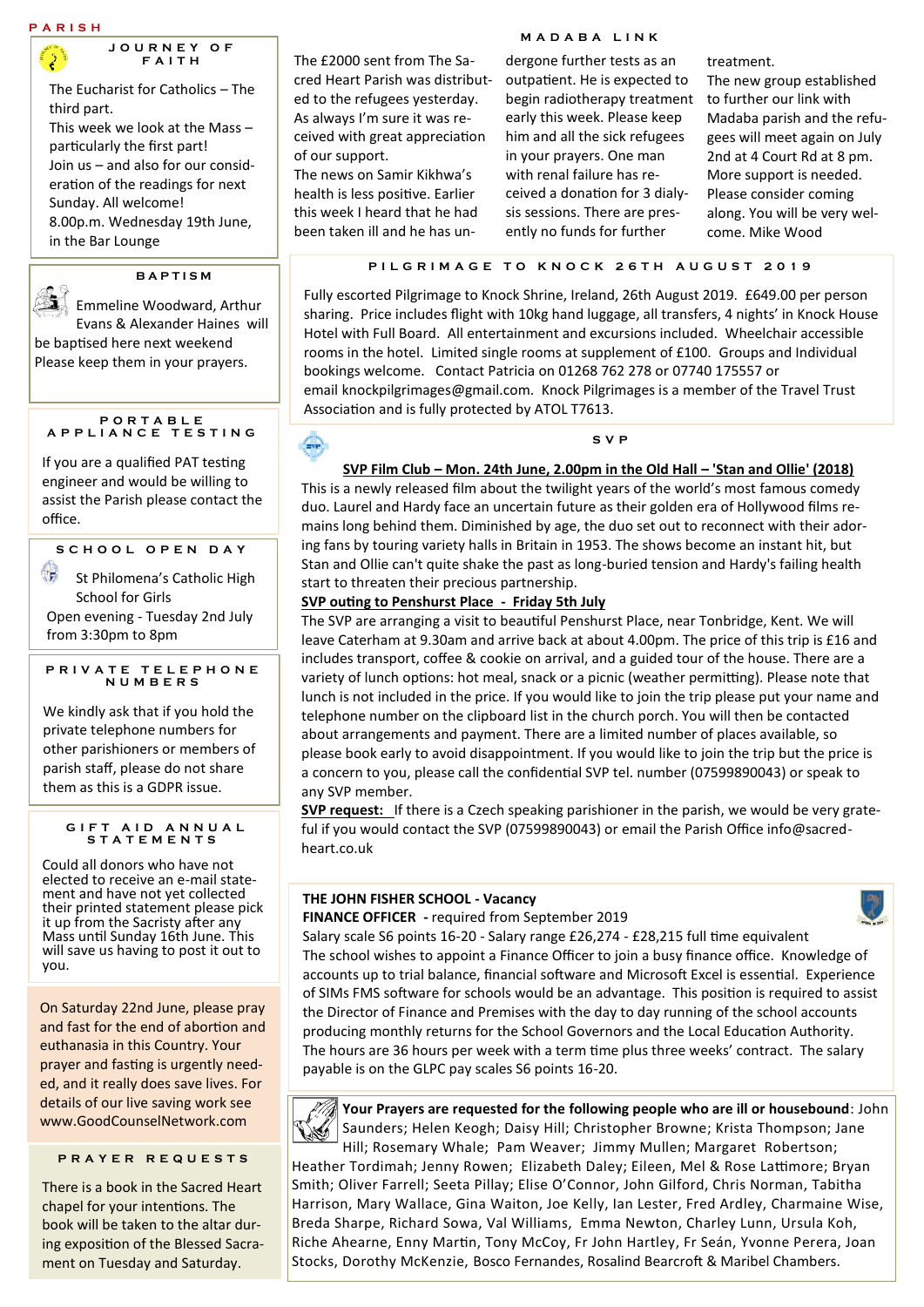PARISH

## JOURNEY OF FAITH

The Eucharist for Catholics – The third part.
This week we look at the Mass – particularly the first part!
Join us – and also for our consideration of the readings for next Sunday. All welcome!
8.00p.m. Wednesday 19th June, in the Bar Lounge

## BAPTISM

Emmeline Woodward, Arthur Evans & Alexander Haines will be baptised here next weekend
Please keep them in your prayers.

## PORTABLE APPLIANCE TESTING

If you are a qualified PAT testing engineer and would be willing to assist the Parish please contact the office.

## SCHOOL OPEN DAY

St Philomena's Catholic High School for Girls
Open evening - Tuesday 2nd July from 3:30pm to 8pm

## PRIVATE TELEPHONE NUMBERS

We kindly ask that if you hold the private telephone numbers for other parishioners or members of parish staff, please do not share them as this is a GDPR issue.

## GIFT AID ANNUAL STATEMENTS

Could all donors who have not elected to receive an e-mail statement and have not yet collected their printed statement please pick it up from the Sacristy after any Mass until Sunday 16th June. This will save us having to post it out to you.

On Saturday 22nd June, please pray and fast for the end of abortion and euthanasia in this Country. Your prayer and fasting is urgently needed, and it really does save lives. For details of our live saving work see www.GoodCounselNetwork.com

## PRAYER REQUESTS

There is a book in the Sacred Heart chapel for your intentions. The book will be taken to the altar during exposition of the Blessed Sacrament on Tuesday and Saturday.

## MADABA LINK

The £2000 sent from The Sacred Heart Parish was distributed to the refugees yesterday. As always I'm sure it was received with great appreciation of our support.
The news on Samir Kikhwa's health is less positive. Earlier this week I heard that he had been taken ill and he has undergone further tests as an outpatient. He is expected to begin radiotherapy treatment early this week. Please keep him and all the sick refugees in your prayers. One man with renal failure has received a donation for 3 dialysis sessions. There are presently no funds for further treatment.
The new group established to further our link with Madaba parish and the refugees will meet again on July 2nd at 4 Court Rd at 8 pm. More support is needed. Please consider coming along. You will be very welcome. Mike Wood

## PILGRIMAGE TO KNOCK 26TH AUGUST 2019

Fully escorted Pilgrimage to Knock Shrine, Ireland, 26th August 2019. £649.00 per person sharing. Price includes flight with 10kg hand luggage, all transfers, 4 nights' in Knock House Hotel with Full Board. All entertainment and excursions included. Wheelchair accessible rooms in the hotel. Limited single rooms at supplement of £100. Groups and Individual bookings welcome. Contact Patricia on 01268 762 278 or 07740 175557 or email knockpilgrimages@gmail.com. Knock Pilgrimages is a member of the Travel Trust Association and is fully protected by ATOL T7613.

## SVP

**SVP Film Club – Mon. 24th June, 2.00pm in the Old Hall – 'Stan and Ollie' (2018)**
This is a newly released film about the twilight years of the world's most famous comedy duo. Laurel and Hardy face an uncertain future as their golden era of Hollywood films remains long behind them. Diminished by age, the duo set out to reconnect with their adoring fans by touring variety halls in Britain in 1953. The shows become an instant hit, but Stan and Ollie can't quite shake the past as long-buried tension and Hardy's failing health start to threaten their precious partnership.

**SVP outing to Penshurst Place - Friday 5th July**
The SVP are arranging a visit to beautiful Penshurst Place, near Tonbridge, Kent. We will leave Caterham at 9.30am and arrive back at about 4.00pm. The price of this trip is £16 and includes transport, coffee & cookie on arrival, and a guided tour of the house. There are a variety of lunch options: hot meal, snack or a picnic (weather permitting). Please note that lunch is not included in the price. If you would like to join the trip please put your name and telephone number on the clipboard list in the church porch. You will then be contacted about arrangements and payment. There are a limited number of places available, so please book early to avoid disappointment. If you would like to join the trip but the price is a concern to you, please call the confidential SVP tel. number (07599890043) or speak to any SVP member.

**SVP request:** If there is a Czech speaking parishioner in the parish, we would be very grateful if you would contact the SVP (07599890043) or email the Parish Office info@sacred-heart.co.uk

**THE JOHN FISHER SCHOOL - Vacancy**
**FINANCE OFFICER** - required from September 2019
Salary scale S6 points 16-20 - Salary range £26,274 - £28,215 full time equivalent
The school wishes to appoint a Financial Officer to join a busy finance office. Knowledge of accounts up to trial balance, financial software and Microsoft Excel is essential. Experience of SIMs FMS software for schools would be an advantage. This position is required to assist the Director of Finance and Premises with the day to day running of the school accounts producing monthly returns for the School Governors and the Local Education Authority. The hours are 36 hours per week with a term time plus three weeks' contract. The salary payable is on the GLPC pay scales S6 points 16-20.

**Your Prayers are requested for the following people who are ill or housebound**: John Saunders; Helen Keogh; Daisy Hill; Christopher Browne; Krista Thompson; Jane Hill; Rosemary Whale; Pam Weaver; Jimmy Mullen; Margaret Robertson; Heather Tordimah; Jenny Rowen; Elizabeth Daley; Eileen, Mel & Rose Lattimore; Bryan Smith; Oliver Farrell; Seeta Pillay; Elise O'Connor, John Gilford, Chris Norman, Tabitha Harrison, Mary Wallace, Gina Waiton, Joe Kelly, Ian Lester, Fred Ardley, Charmaine Wise, Breda Sharpe, Richard Sowa, Val Williams, Emma Newton, Charley Lunn, Ursula Koh, Riche Ahearne, Enny Martin, Tony McCoy, Fr John Hartley, Fr Seán, Yvonne Perera, Joan Stocks, Dorothy McKenzie, Bosco Fernandes, Rosalind Bearcroft & Maribel Chambers.